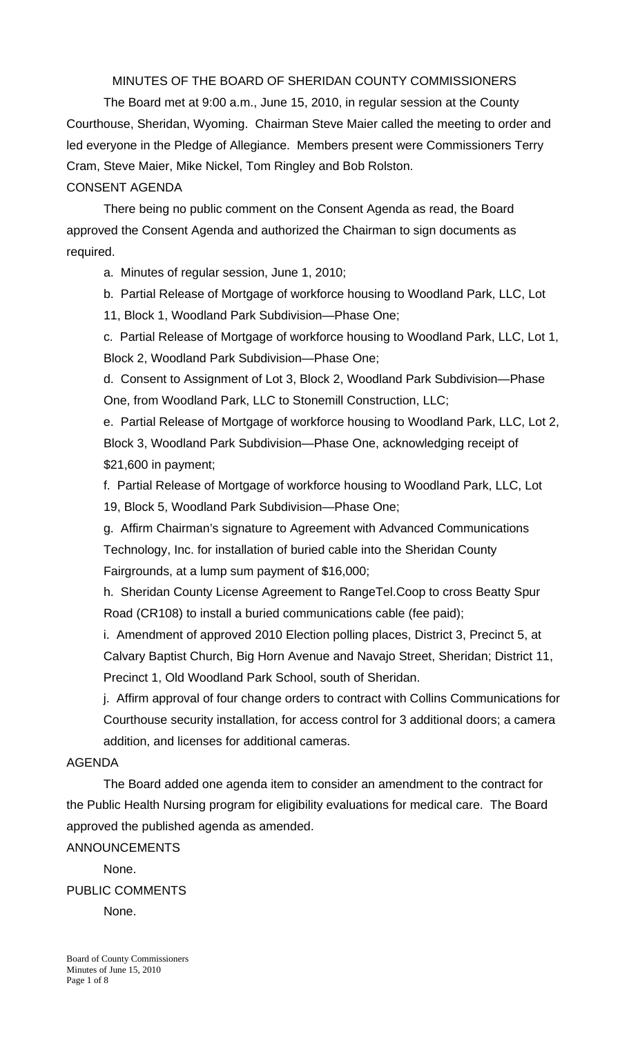# MINUTES OF THE BOARD OF SHERIDAN COUNTY COMMISSIONERS

The Board met at 9:00 a.m., June 15, 2010, in regular session at the County Courthouse, Sheridan, Wyoming. Chairman Steve Maier called the meeting to order and led everyone in the Pledge of Allegiance. Members present were Commissioners Terry Cram, Steve Maier, Mike Nickel, Tom Ringley and Bob Rolston.

## CONSENT AGENDA

There being no public comment on the Consent Agenda as read, the Board approved the Consent Agenda and authorized the Chairman to sign documents as required.

a. Minutes of regular session, June 1, 2010;

b. Partial Release of Mortgage of workforce housing to Woodland Park, LLC, Lot 11, Block 1, Woodland Park Subdivision—Phase One;

c. Partial Release of Mortgage of workforce housing to Woodland Park, LLC, Lot 1, Block 2, Woodland Park Subdivision—Phase One;

d. Consent to Assignment of Lot 3, Block 2, Woodland Park Subdivision—Phase One, from Woodland Park, LLC to Stonemill Construction, LLC;

e. Partial Release of Mortgage of workforce housing to Woodland Park, LLC, Lot 2, Block 3, Woodland Park Subdivision—Phase One, acknowledging receipt of $21,600 in payment;

f. Partial Release of Mortgage of workforce housing to Woodland Park, LLC, Lot 19, Block 5, Woodland Park Subdivision—Phase One;

g. Affirm Chairman's signature to Agreement with Advanced Communications Technology, Inc. for installation of buried cable into the Sheridan County Fairgrounds, at a lump sum payment of $16,000;

h. Sheridan County License Agreement to RangeTel.Coop to cross Beatty Spur Road (CR108) to install a buried communications cable (fee paid);

i. Amendment of approved 2010 Election polling places, District 3, Precinct 5, at Calvary Baptist Church, Big Horn Avenue and Navajo Street, Sheridan; District 11, Precinct 1, Old Woodland Park School, south of Sheridan.

j. Affirm approval of four change orders to contract with Collins Communications for Courthouse security installation, for access control for 3 additional doors; a camera addition, and licenses for additional cameras.

## AGENDA

The Board added one agenda item to consider an amendment to the contract for the Public Health Nursing program for eligibility evaluations for medical care. The Board approved the published agenda as amended.

## ANNOUNCEMENTS

None.

## PUBLIC COMMENTS

None.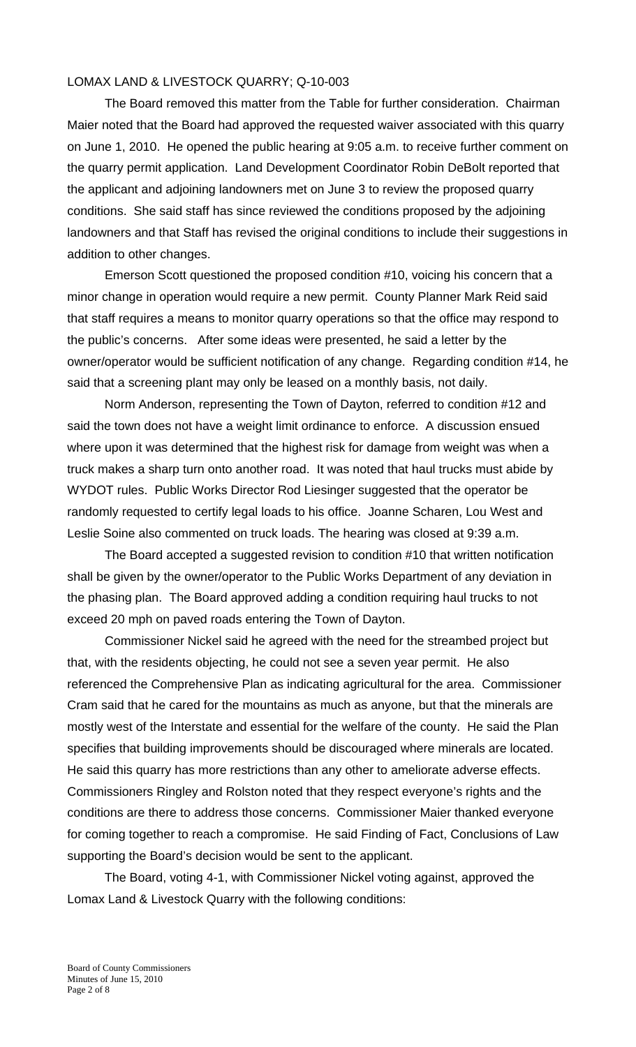LOMAX LAND & LIVESTOCK QUARRY; Q-10-003

The Board removed this matter from the Table for further consideration. Chairman Maier noted that the Board had approved the requested waiver associated with this quarry on June 1, 2010. He opened the public hearing at 9:05 a.m. to receive further comment on the quarry permit application. Land Development Coordinator Robin DeBolt reported that the applicant and adjoining landowners met on June 3 to review the proposed quarry conditions. She said staff has since reviewed the conditions proposed by the adjoining landowners and that Staff has revised the original conditions to include their suggestions in addition to other changes.

Emerson Scott questioned the proposed condition #10, voicing his concern that a minor change in operation would require a new permit. County Planner Mark Reid said that staff requires a means to monitor quarry operations so that the office may respond to the public's concerns. After some ideas were presented, he said a letter by the owner/operator would be sufficient notification of any change. Regarding condition #14, he said that a screening plant may only be leased on a monthly basis, not daily.

Norm Anderson, representing the Town of Dayton, referred to condition #12 and said the town does not have a weight limit ordinance to enforce. A discussion ensued where upon it was determined that the highest risk for damage from weight was when a truck makes a sharp turn onto another road. It was noted that haul trucks must abide by WYDOT rules. Public Works Director Rod Liesinger suggested that the operator be randomly requested to certify legal loads to his office. Joanne Scharen, Lou West and Leslie Soine also commented on truck loads. The hearing was closed at 9:39 a.m.

The Board accepted a suggested revision to condition #10 that written notification shall be given by the owner/operator to the Public Works Department of any deviation in the phasing plan. The Board approved adding a condition requiring haul trucks to not exceed 20 mph on paved roads entering the Town of Dayton.

Commissioner Nickel said he agreed with the need for the streambed project but that, with the residents objecting, he could not see a seven year permit. He also referenced the Comprehensive Plan as indicating agricultural for the area. Commissioner Cram said that he cared for the mountains as much as anyone, but that the minerals are mostly west of the Interstate and essential for the welfare of the county. He said the Plan specifies that building improvements should be discouraged where minerals are located. He said this quarry has more restrictions than any other to ameliorate adverse effects. Commissioners Ringley and Rolston noted that they respect everyone's rights and the conditions are there to address those concerns. Commissioner Maier thanked everyone for coming together to reach a compromise. He said Finding of Fact, Conclusions of Law supporting the Board's decision would be sent to the applicant.

The Board, voting 4-1, with Commissioner Nickel voting against, approved the Lomax Land & Livestock Quarry with the following conditions: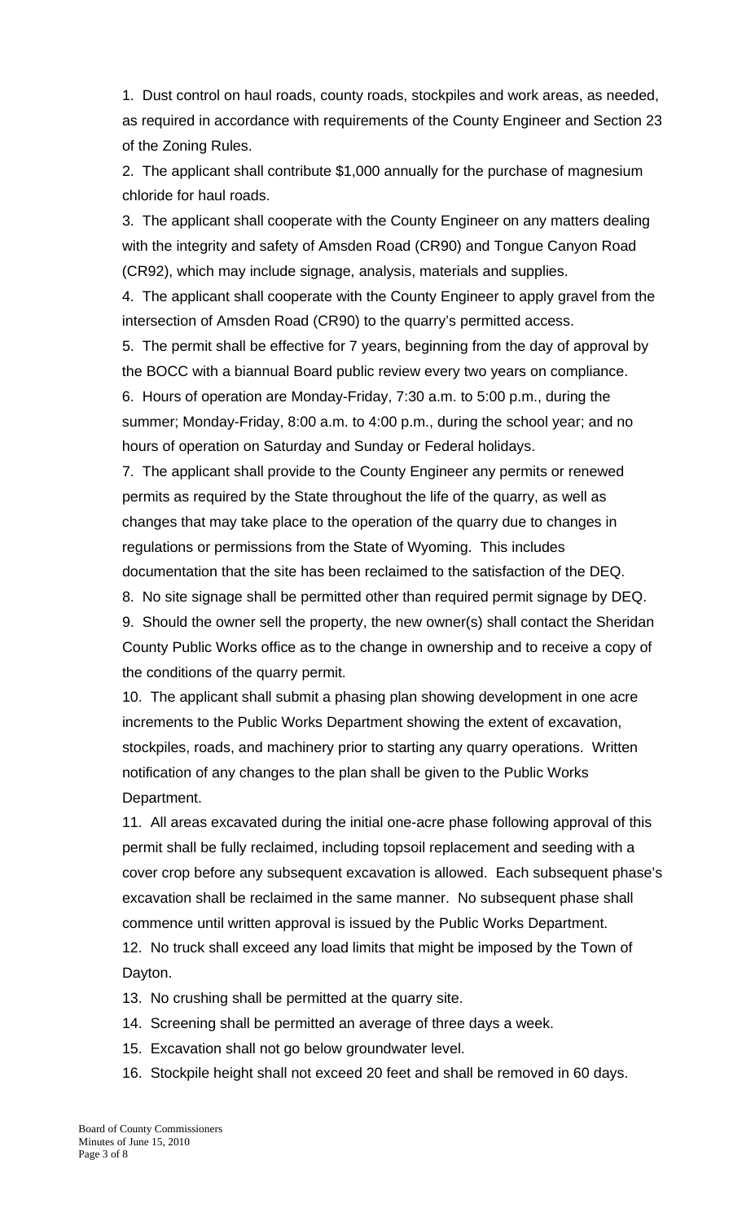1. Dust control on haul roads, county roads, stockpiles and work areas, as needed, as required in accordance with requirements of the County Engineer and Section 23 of the Zoning Rules.
2. The applicant shall contribute $1,000 annually for the purchase of magnesium chloride for haul roads.
3. The applicant shall cooperate with the County Engineer on any matters dealing with the integrity and safety of Amsden Road (CR90) and Tongue Canyon Road (CR92), which may include signage, analysis, materials and supplies.
4. The applicant shall cooperate with the County Engineer to apply gravel from the intersection of Amsden Road (CR90) to the quarry's permitted access.
5. The permit shall be effective for 7 years, beginning from the day of approval by the BOCC with a biannual Board public review every two years on compliance.
6. Hours of operation are Monday-Friday, 7:30 a.m. to 5:00 p.m., during the summer; Monday-Friday, 8:00 a.m. to 4:00 p.m., during the school year; and no hours of operation on Saturday and Sunday or Federal holidays.
7. The applicant shall provide to the County Engineer any permits or renewed permits as required by the State throughout the life of the quarry, as well as changes that may take place to the operation of the quarry due to changes in regulations or permissions from the State of Wyoming. This includes documentation that the site has been reclaimed to the satisfaction of the DEQ.
8. No site signage shall be permitted other than required permit signage by DEQ.
9. Should the owner sell the property, the new owner(s) shall contact the Sheridan County Public Works office as to the change in ownership and to receive a copy of the conditions of the quarry permit.
10. The applicant shall submit a phasing plan showing development in one acre increments to the Public Works Department showing the extent of excavation, stockpiles, roads, and machinery prior to starting any quarry operations. Written notification of any changes to the plan shall be given to the Public Works Department.
11. All areas excavated during the initial one-acre phase following approval of this permit shall be fully reclaimed, including topsoil replacement and seeding with a cover crop before any subsequent excavation is allowed. Each subsequent phase's excavation shall be reclaimed in the same manner. No subsequent phase shall commence until written approval is issued by the Public Works Department.
12. No truck shall exceed any load limits that might be imposed by the Town of Dayton.
13. No crushing shall be permitted at the quarry site.
14. Screening shall be permitted an average of three days a week.
15. Excavation shall not go below groundwater level.
16. Stockpile height shall not exceed 20 feet and shall be removed in 60 days.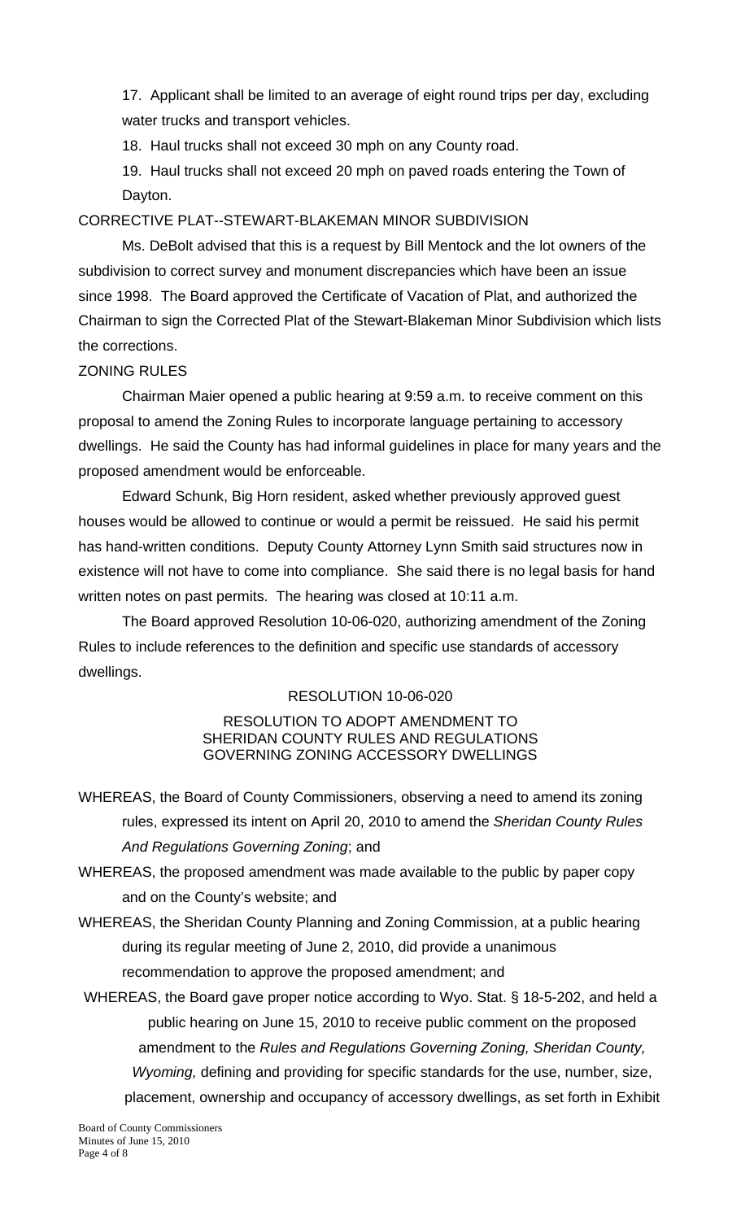17. Applicant shall be limited to an average of eight round trips per day, excluding water trucks and transport vehicles.

18. Haul trucks shall not exceed 30 mph on any County road.

19. Haul trucks shall not exceed 20 mph on paved roads entering the Town of Dayton.

CORRECTIVE PLAT--STEWART-BLAKEMAN MINOR SUBDIVISION

Ms. DeBolt advised that this is a request by Bill Mentock and the lot owners of the subdivision to correct survey and monument discrepancies which have been an issue since 1998. The Board approved the Certificate of Vacation of Plat, and authorized the Chairman to sign the Corrected Plat of the Stewart-Blakeman Minor Subdivision which lists the corrections.

ZONING RULES

Chairman Maier opened a public hearing at 9:59 a.m. to receive comment on this proposal to amend the Zoning Rules to incorporate language pertaining to accessory dwellings. He said the County has had informal guidelines in place for many years and the proposed amendment would be enforceable.

Edward Schunk, Big Horn resident, asked whether previously approved guest houses would be allowed to continue or would a permit be reissued. He said his permit has hand-written conditions. Deputy County Attorney Lynn Smith said structures now in existence will not have to come into compliance. She said there is no legal basis for hand written notes on past permits. The hearing was closed at 10:11 a.m.

The Board approved Resolution 10-06-020, authorizing amendment of the Zoning Rules to include references to the definition and specific use standards of accessory dwellings.

RESOLUTION 10-06-020

RESOLUTION TO ADOPT AMENDMENT TO
SHERIDAN COUNTY RULES AND REGULATIONS
GOVERNING ZONING ACCESSORY DWELLINGS

WHEREAS, the Board of County Commissioners, observing a need to amend its zoning rules, expressed its intent on April 20, 2010 to amend the *Sheridan County Rules And Regulations Governing Zoning*; and

WHEREAS, the proposed amendment was made available to the public by paper copy and on the County's website; and

WHEREAS, the Sheridan County Planning and Zoning Commission, at a public hearing during its regular meeting of June 2, 2010, did provide a unanimous recommendation to approve the proposed amendment; and

WHEREAS, the Board gave proper notice according to Wyo. Stat. § 18-5-202, and held a public hearing on June 15, 2010 to receive public comment on the proposed amendment to the *Rules and Regulations Governing Zoning, Sheridan County, Wyoming,* defining and providing for specific standards for the use, number, size, placement, ownership and occupancy of accessory dwellings, as set forth in Exhibit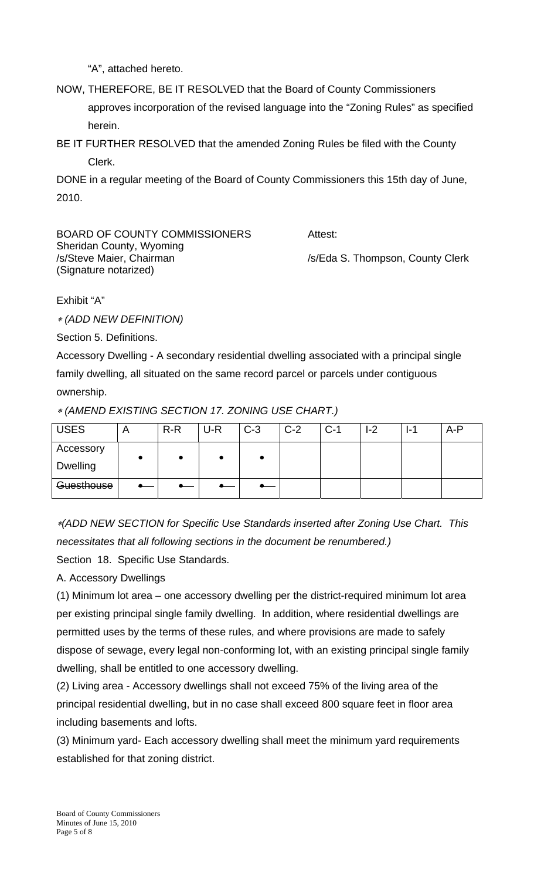"A", attached hereto.

NOW, THEREFORE, BE IT RESOLVED that the Board of County Commissioners approves incorporation of the revised language into the "Zoning Rules" as specified herein.

BE IT FURTHER RESOLVED that the amended Zoning Rules be filed with the County Clerk.

DONE in a regular meeting of the Board of County Commissioners this 15th day of June, 2010.

BOARD OF COUNTY COMMISSIONERS
Sheridan County, Wyoming
/s/Steve Maier, Chairman
(Signature notarized)

Attest:

/s/Eda S. Thompson, County Clerk

Exhibit "A"

*\* (ADD NEW DEFINITION)*

Section 5. Definitions.

Accessory Dwelling - A secondary residential dwelling associated with a principal single family dwelling, all situated on the same record parcel or parcels under contiguous ownership.

*\* (AMEND EXISTING SECTION 17. ZONING USE CHART.)*

| USES | A | R-R | U-R | C-3 | C-2 | C-1 | I-2 | I-1 | A-P |
|---|---|---|---|---|---|---|---|---|---|
| Accessory Dwelling | • | • | • | • | | | | | |
| ~~Guesthouse~~ | ~~•~~ | ~~•~~ | ~~•~~ | ~~•~~ | | | | | |

*\*(ADD NEW SECTION for Specific Use Standards inserted after Zoning Use Chart. This necessitates that all following sections in the document be renumbered.)*

Section 18. Specific Use Standards.

A. Accessory Dwellings

(1) Minimum lot area – one accessory dwelling per the district-required minimum lot area per existing principal single family dwelling. In addition, where residential dwellings are permitted uses by the terms of these rules, and where provisions are made to safely dispose of sewage, every legal non-conforming lot, with an existing principal single family dwelling, shall be entitled to one accessory dwelling.

(2) Living area - Accessory dwellings shall not exceed 75% of the living area of the principal residential dwelling, but in no case shall exceed 800 square feet in floor area including basements and lofts.

(3) Minimum yard- Each accessory dwelling shall meet the minimum yard requirements established for that zoning district.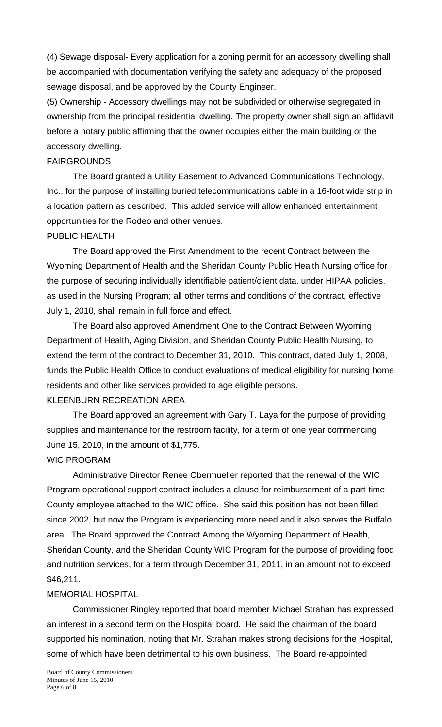(4) Sewage disposal- Every application for a zoning permit for an accessory dwelling shall be accompanied with documentation verifying the safety and adequacy of the proposed sewage disposal, and be approved by the County Engineer.

(5) Ownership - Accessory dwellings may not be subdivided or otherwise segregated in ownership from the principal residential dwelling. The property owner shall sign an affidavit before a notary public affirming that the owner occupies either the main building or the accessory dwelling.

FAIRGROUNDS

The Board granted a Utility Easement to Advanced Communications Technology, Inc., for the purpose of installing buried telecommunications cable in a 16-foot wide strip in a location pattern as described. This added service will allow enhanced entertainment opportunities for the Rodeo and other venues.

PUBLIC HEALTH

The Board approved the First Amendment to the recent Contract between the Wyoming Department of Health and the Sheridan County Public Health Nursing office for the purpose of securing individually identifiable patient/client data, under HIPAA policies, as used in the Nursing Program; all other terms and conditions of the contract, effective July 1, 2010, shall remain in full force and effect.

The Board also approved Amendment One to the Contract Between Wyoming Department of Health, Aging Division, and Sheridan County Public Health Nursing, to extend the term of the contract to December 31, 2010. This contract, dated July 1, 2008, funds the Public Health Office to conduct evaluations of medical eligibility for nursing home residents and other like services provided to age eligible persons.

KLEENBURN RECREATION AREA

The Board approved an agreement with Gary T. Laya for the purpose of providing supplies and maintenance for the restroom facility, for a term of one year commencing June 15, 2010, in the amount of $1,775.

WIC PROGRAM

Administrative Director Renee Obermueller reported that the renewal of the WIC Program operational support contract includes a clause for reimbursement of a part-time County employee attached to the WIC office. She said this position has not been filled since 2002, but now the Program is experiencing more need and it also serves the Buffalo area. The Board approved the Contract Among the Wyoming Department of Health, Sheridan County, and the Sheridan County WIC Program for the purpose of providing food and nutrition services, for a term through December 31, 2011, in an amount not to exceed $46,211.

MEMORIAL HOSPITAL

Commissioner Ringley reported that board member Michael Strahan has expressed an interest in a second term on the Hospital board. He said the chairman of the board supported his nomination, noting that Mr. Strahan makes strong decisions for the Hospital, some of which have been detrimental to his own business. The Board re-appointed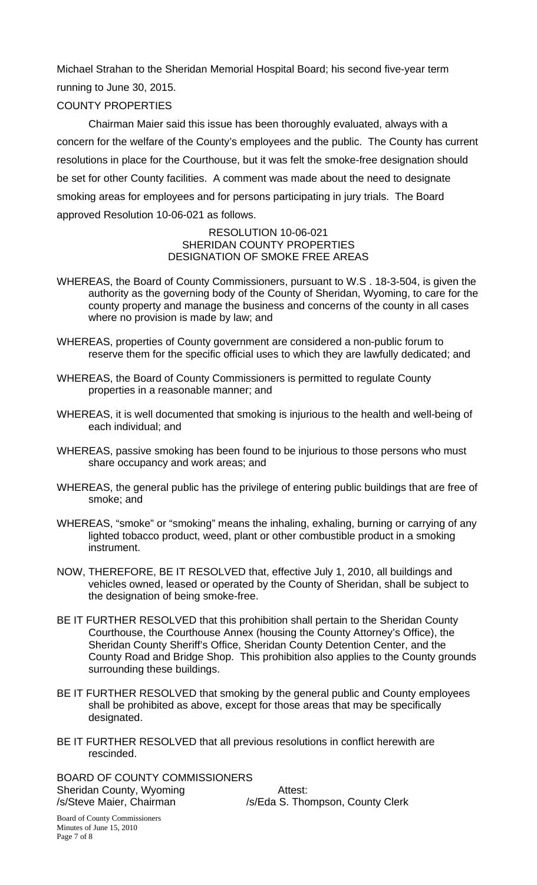Michael Strahan to the Sheridan Memorial Hospital Board; his second five-year term running to June 30, 2015.

## COUNTY PROPERTIES

Chairman Maier said this issue has been thoroughly evaluated, always with a concern for the welfare of the County's employees and the public. The County has current resolutions in place for the Courthouse, but it was felt the smoke-free designation should be set for other County facilities. A comment was made about the need to designate smoking areas for employees and for persons participating in jury trials. The Board approved Resolution 10-06-021 as follows.

RESOLUTION 10-06-021
SHERIDAN COUNTY PROPERTIES
DESIGNATION OF SMOKE FREE AREAS

WHEREAS, the Board of County Commissioners, pursuant to W.S . 18-3-504, is given the authority as the governing body of the County of Sheridan, Wyoming, to care for the county property and manage the business and concerns of the county in all cases where no provision is made by law; and

WHEREAS, properties of County government are considered a non-public forum to reserve them for the specific official uses to which they are lawfully dedicated; and

WHEREAS, the Board of County Commissioners is permitted to regulate County properties in a reasonable manner; and

WHEREAS, it is well documented that smoking is injurious to the health and well-being of each individual; and

WHEREAS, passive smoking has been found to be injurious to those persons who must share occupancy and work areas; and

WHEREAS, the general public has the privilege of entering public buildings that are free of smoke; and

WHEREAS, "smoke" or "smoking" means the inhaling, exhaling, burning or carrying of any lighted tobacco product, weed, plant or other combustible product in a smoking instrument.

NOW, THEREFORE, BE IT RESOLVED that, effective July 1, 2010, all buildings and vehicles owned, leased or operated by the County of Sheridan, shall be subject to the designation of being smoke-free.

BE IT FURTHER RESOLVED that this prohibition shall pertain to the Sheridan County Courthouse, the Courthouse Annex (housing the County Attorney's Office), the Sheridan County Sheriff's Office, Sheridan County Detention Center, and the County Road and Bridge Shop. This prohibition also applies to the County grounds surrounding these buildings.

BE IT FURTHER RESOLVED that smoking by the general public and County employees shall be prohibited as above, except for those areas that may be specifically designated.

BE IT FURTHER RESOLVED that all previous resolutions in conflict herewith are rescinded.

BOARD OF COUNTY COMMISSIONERS
Sheridan County, Wyoming
/s/Steve Maier, Chairman

Attest:
/s/Eda S. Thompson, County Clerk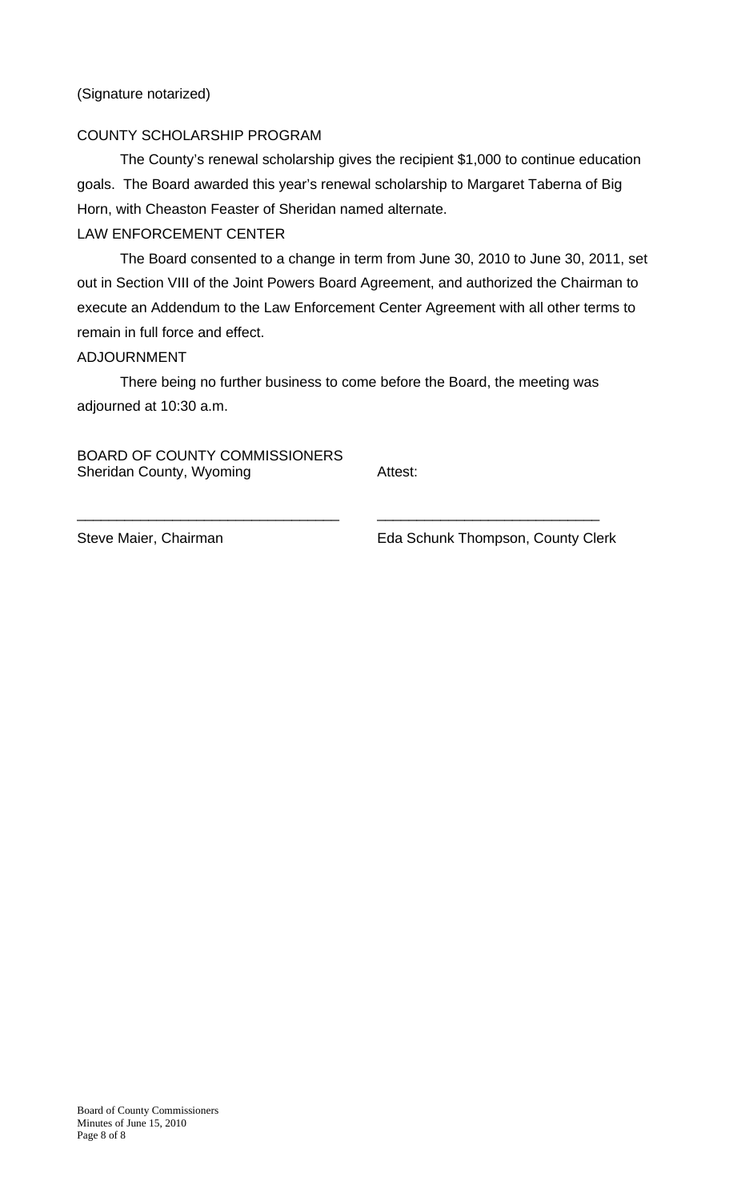(Signature notarized)

COUNTY SCHOLARSHIP PROGRAM

The County's renewal scholarship gives the recipient $1,000 to continue education goals. The Board awarded this year's renewal scholarship to Margaret Taberna of Big Horn, with Cheaston Feaster of Sheridan named alternate.

LAW ENFORCEMENT CENTER

The Board consented to a change in term from June 30, 2010 to June 30, 2011, set out in Section VIII of the Joint Powers Board Agreement, and authorized the Chairman to execute an Addendum to the Law Enforcement Center Agreement with all other terms to remain in full force and effect.

ADJOURNMENT

There being no further business to come before the Board, the meeting was adjourned at 10:30 a.m.

BOARD OF COUNTY COMMISSIONERS
Sheridan County, Wyoming

Attest:

_________________________________

Steve Maier, Chairman

_________________________________

Eda Schunk Thompson, County Clerk